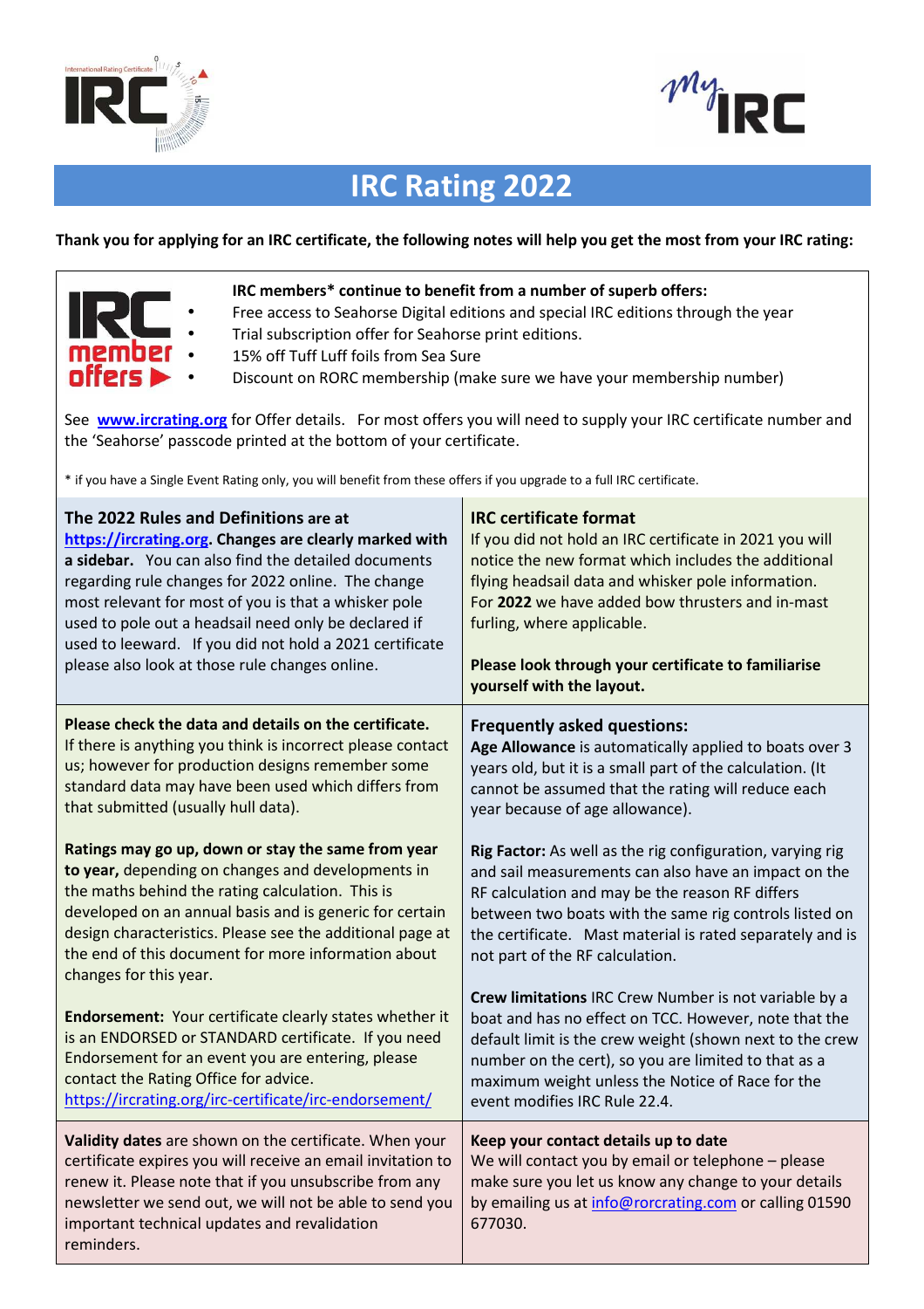# IRC Rating 2022

**Thank you for applying for an IRC certificate, the following notes will help you get the most from your IRC rating:**

**IRC members\* continue to benefit from a number of superb offers:**

- Free access to Seahorse Digital editions and special IRC editions through the year
- Trial subscription offer for Seahorse print editions.
- 15% off Tuff Luff foils from Sea Sure
- Discount on RORC membership (make sure we have your membership number)

See **www.ircrating.org** for Offer details. For most offers you will need to supply your IRC certificate number and the 'Seahorse' passcode printed at the bottom of your certificate.

\* if you have a Single Event Rating only, you will benefit from these offers if you upgrade to a full IRC certificate.

**The 2022 Rules and Definitions are at https://ircrating.org. Changes are clearly marked with a sidebar.** You can also find the detailed documents regarding rule changes for 2022 online. The change most relevant for most of you is that a whisker pole used to pole out a headsail need only be declared if used to leeward. If you did not hold a 2021 certificate please also look at those rule changes online.

**IRC certificate format**
If you did not hold an IRC certificate in 2021 you will notice the new format which includes the additional flying headsail data and whisker pole information. For **2022** we have added bow thrusters and in-mast furling, where applicable.

**Please look through your certificate to familiarise yourself with the layout.**

**Please check the data and details on the certificate.** If there is anything you think is incorrect please contact us; however for production designs remember some standard data may have been used which differs from that submitted (usually hull data).

**Ratings may go up, down or stay the same from year to year,** depending on changes and developments in the maths behind the rating calculation. This is developed on an annual basis and is generic for certain design characteristics. Please see the additional page at the end of this document for more information about changes for this year.

**Endorsement:** Your certificate clearly states whether it is an ENDORSED or STANDARD certificate. If you need Endorsement for an event you are entering, please contact the Rating Office for advice.
https://ircrating.org/irc-certificate/irc-endorsement/

**Frequently asked questions:**

**Age Allowance** is automatically applied to boats over 3 years old, but it is a small part of the calculation. (It cannot be assumed that the rating will reduce each year because of age allowance).

**Rig Factor:** As well as the rig configuration, varying rig and sail measurements can also have an impact on the RF calculation and may be the reason RF differs between two boats with the same rig controls listed on the certificate. Mast material is rated separately and is not part of the RF calculation.

**Crew limitations** IRC Crew Number is not variable by a boat and has no effect on TCC. However, note that the default limit is the crew weight (shown next to the crew number on the cert), so you are limited to that as a maximum weight unless the Notice of Race for the event modifies IRC Rule 22.4.

**Validity dates** are shown on the certificate. When your certificate expires you will receive an email invitation to renew it. Please note that if you unsubscribe from any newsletter we send out, we will not be able to send you important technical updates and revalidation reminders.

**Keep your contact details up to date**
We will contact you by email or telephone – please make sure you let us know any change to your details by emailing us at info@rorcrating.com or calling 01590 677030.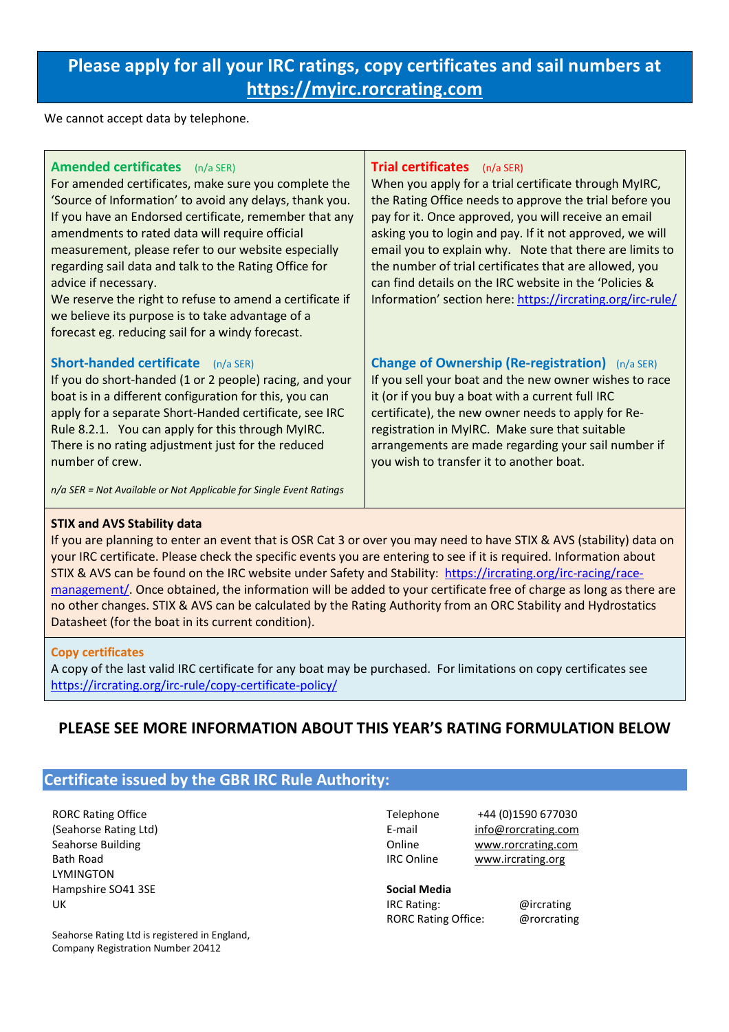## Please apply for all your IRC ratings, copy certificates and sail numbers at https://myirc.rorcrating.com

We cannot accept data by telephone.

### Amended certificates (n/a SER)

For amended certificates, make sure you complete the 'Source of Information' to avoid any delays, thank you. If you have an Endorsed certificate, remember that any amendments to rated data will require official measurement, please refer to our website especially regarding sail data and talk to the Rating Office for advice if necessary.

We reserve the right to refuse to amend a certificate if we believe its purpose is to take advantage of a forecast eg. reducing sail for a windy forecast.

### Trial certificates (n/a SER)

When you apply for a trial certificate through MyIRC, the Rating Office needs to approve the trial before you pay for it. Once approved, you will receive an email asking you to login and pay. If it not approved, we will email you to explain why. Note that there are limits to the number of trial certificates that are allowed, you can find details on the IRC website in the 'Policies & Information' section here: https://ircrating.org/irc-rule/

### Short-handed certificate (n/a SER)

If you do short-handed (1 or 2 people) racing, and your boat is in a different configuration for this, you can apply for a separate Short-Handed certificate, see IRC Rule 8.2.1. You can apply for this through MyIRC. There is no rating adjustment just for the reduced number of crew.

### Change of Ownership (Re-registration) (n/a SER)

If you sell your boat and the new owner wishes to race it (or if you buy a boat with a current full IRC certificate), the new owner needs to apply for Re-registration in MyIRC. Make sure that suitable arrangements are made regarding your sail number if you wish to transfer it to another boat.

*n/a SER = Not Available or Not Applicable for Single Event Ratings*

### STIX and AVS Stability data

If you are planning to enter an event that is OSR Cat 3 or over you may need to have STIX & AVS (stability) data on your IRC certificate. Please check the specific events you are entering to see if it is required. Information about STIX & AVS can be found on the IRC website under Safety and Stability: https://ircrating.org/irc-racing/race-management/. Once obtained, the information will be added to your certificate free of charge as long as there are no other changes. STIX & AVS can be calculated by the Rating Authority from an ORC Stability and Hydrostatics Datasheet (for the boat in its current condition).

### Copy certificates

A copy of the last valid IRC certificate for any boat may be purchased. For limitations on copy certificates see https://ircrating.org/irc-rule/copy-certificate-policy/

**PLEASE SEE MORE INFORMATION ABOUT THIS YEAR'S RATING FORMULATION BELOW**

## Certificate issued by the GBR IRC Rule Authority:

RORC Rating Office
(Seahorse Rating Ltd)
Seahorse Building
Bath Road
LYMINGTON
Hampshire SO41 3SE
UK

Seahorse Rating Ltd is registered in England,
Company Registration Number 20412

| | |
|---|---|
| Telephone | +44 (0)1590 677030 |
| E-mail | info@rorcrating.com |
| Online | www.rorcrating.com |
| IRC Online | www.ircrating.org |

**Social Media**

| | |
|---|---|
| IRC Rating: | @ircrating |
| RORC Rating Office: | @rorcrating |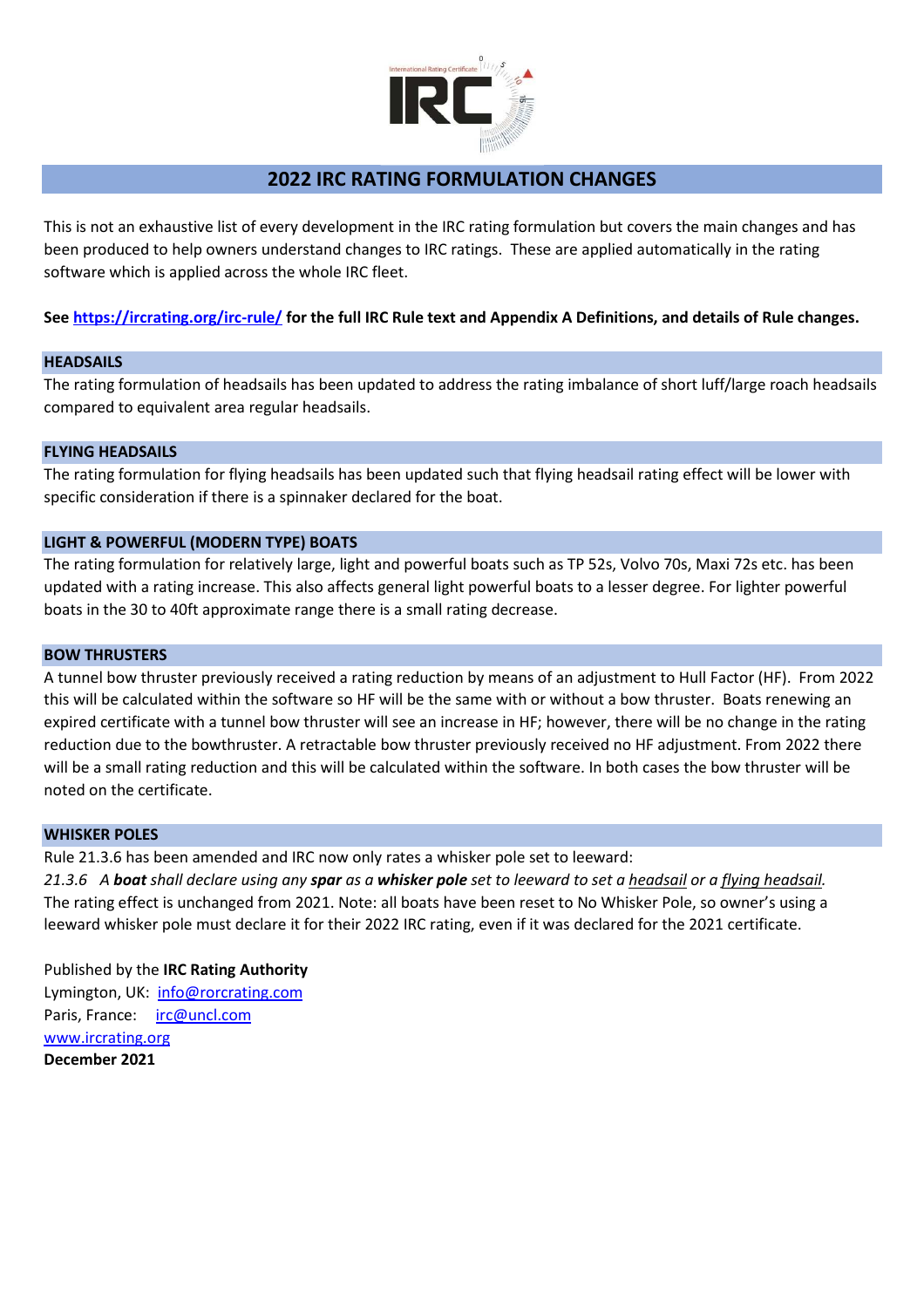# 2022 IRC RATING FORMULATION CHANGES

This is not an exhaustive list of every development in the IRC rating formulation but covers the main changes and has been produced to help owners understand changes to IRC ratings. These are applied automatically in the rating software which is applied across the whole IRC fleet.

**See [https://ircrating.org/irc-rule/](https://ircrating.org/irc-rule/) for the full IRC Rule text and Appendix A Definitions, and details of Rule changes.**

## HEADSAILS

The rating formulation of headsails has been updated to address the rating imbalance of short luff/large roach headsails compared to equivalent area regular headsails.

## FLYING HEADSAILS

The rating formulation for flying headsails has been updated such that flying headsail rating effect will be lower with specific consideration if there is a spinnaker declared for the boat.

## LIGHT & POWERFUL (MODERN TYPE) BOATS

The rating formulation for relatively large, light and powerful boats such as TP 52s, Volvo 70s, Maxi 72s etc. has been updated with a rating increase. This also affects general light powerful boats to a lesser degree. For lighter powerful boats in the 30 to 40ft approximate range there is a small rating decrease.

## BOW THRUSTERS

A tunnel bow thruster previously received a rating reduction by means of an adjustment to Hull Factor (HF). From 2022 this will be calculated within the software so HF will be the same with or without a bow thruster. Boats renewing an expired certificate with a tunnel bow thruster will see an increase in HF; however, there will be no change in the rating reduction due to the bowthruster. A retractable bow thruster previously received no HF adjustment. From 2022 there will be a small rating reduction and this will be calculated within the software. In both cases the bow thruster will be noted on the certificate.

## WHISKER POLES

Rule 21.3.6 has been amended and IRC now only rates a whisker pole set to leeward:

*21.3.6 A **boat** shall declare using any **spar** as a **whisker pole** set to leeward to set a <u>headsail</u> or a <u>flying headsail</u>.*

The rating effect is unchanged from 2021. Note: all boats have been reset to No Whisker Pole, so owner's using a leeward whisker pole must declare it for their 2022 IRC rating, even if it was declared for the 2021 certificate.

Published by the **IRC Rating Authority**
Lymington, UK: [info@rorcrating.com](mailto:info@rorcrating.com)
Paris, France: [irc@uncl.com](mailto:irc@uncl.com)
[www.ircrating.org](http://www.ircrating.org)
**December 2021**